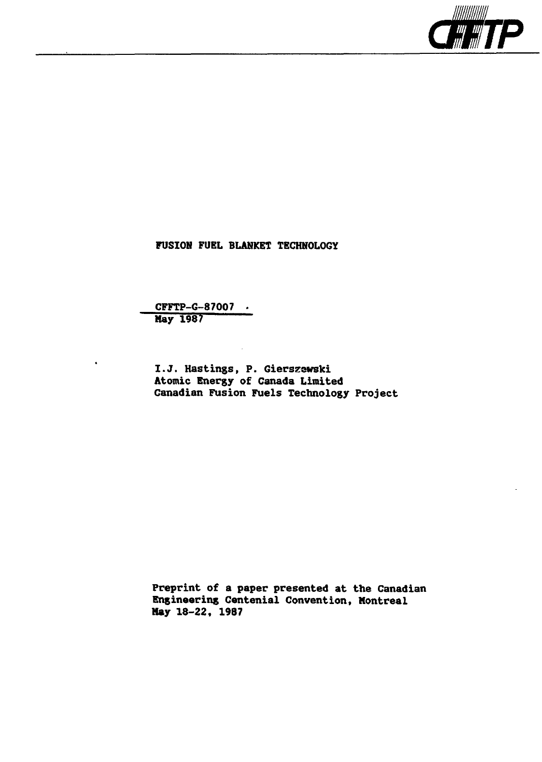# FUSION FUEL BLANKET TECHNOLOGY

CFFTP-G-87007
May 1987

I.J. Hastings, P. Gierszewski
Atomic Energy of Canada Limited
Canadian Fusion Fuels Technology Project

Preprint of a paper presented at the Canadian Engineering Centenial Convention, Montreal
May 18-22, 1987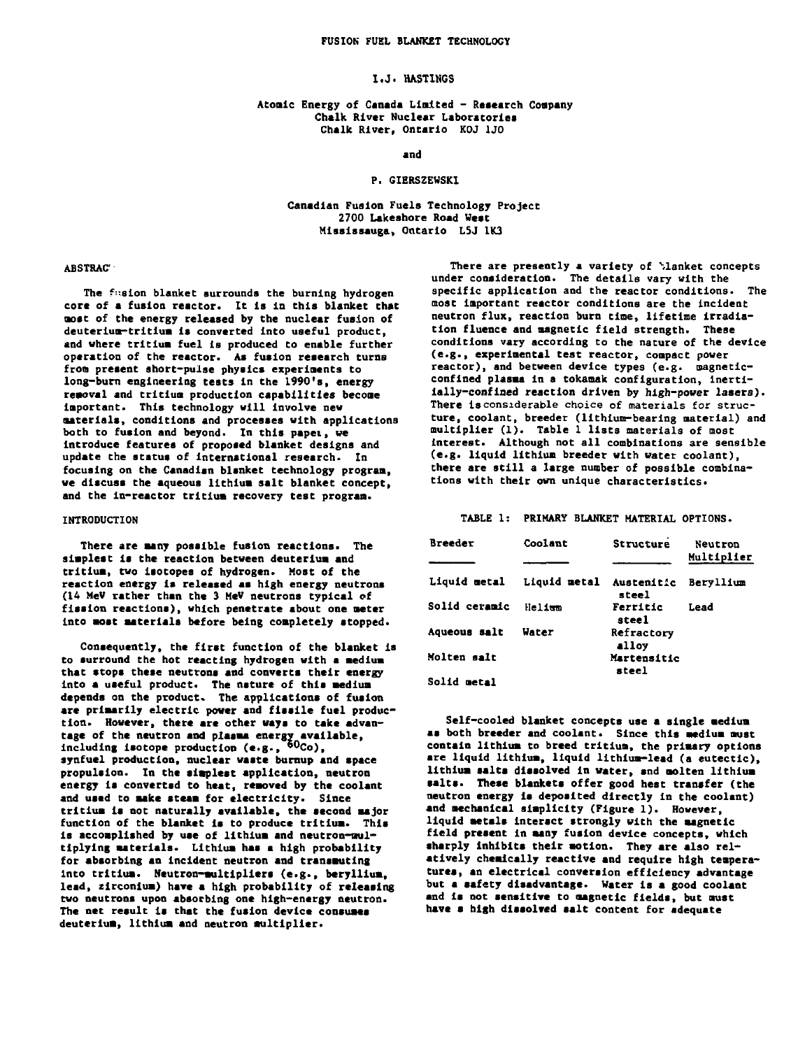FUSION FUEL BLANKET TECHNOLOGY

I.J. HASTINGS

Atomic Energy of Canada Limited - Research Company
Chalk River Nuclear Laboratories
Chalk River, Ontario K0J 1J0

and

P. GIERSZEWSKI

Canadian Fusion Fuels Technology Project
2700 Lakeshore Road West
Mississauga, Ontario L5J 1K3

## ABSTRACT

The fusion blanket surrounds the burning hydrogen core of a fusion reactor. It is in this blanket that most of the energy released by the nuclear fusion of deuterium-tritium is converted into useful product, and where tritium fuel is produced to enable further operation of the reactor. As fusion research turns from present short-pulse physics experiments to long-burn engineering tests in the 1990's, energy removal and tritium production capabilities become important. This technology will involve new materials, conditions and processes with applications both to fusion and beyond. In this paper, we introduce features of proposed blanket designs and update the status of international research. In focusing on the Canadian blanket technology program, we discuss the aqueous lithium salt blanket concept, and the in-reactor tritium recovery test program.

## INTRODUCTION

There are many possible fusion reactions. The simplest is the reaction between deuterium and tritium, two isotopes of hydrogen. Most of the reaction energy is released as high energy neutrons (14 MeV rather than the 3 MeV neutrons typical of fission reactions), which penetrate about one meter into most materials before being completely stopped.

Consequently, the first function of the blanket is to surround the hot reacting hydrogen with a medium that stops these neutrons and converts their energy into a useful product. The nature of this medium depends on the product. The applications of fusion are primarily electric power and fissile fuel production. However, there are other ways to take advantage of the neutron and plasma energy available, including isotope production (e.g., $^{60}Co$), synfuel production, nuclear waste burnup and space propulsion. In the simplest application, neutron energy is converted to heat, removed by the coolant and used to make steam for electricity. Since tritium is not naturally available, the second major function of the blanket is to produce tritium. This is accomplished by use of lithium and neutron-multiplying materials. Lithium has a high probability for absorbing an incident neutron and transmuting into tritium. Neutron-multipliers (e.g., beryllium, lead, zirconium) have a high probability of releasing two neutrons upon absorbing one high-energy neutron. The net result is that the fusion device consumes deuterium, lithium and neutron multiplier.

There are presently a variety of blanket concepts under consideration. The details vary with the specific application and the reactor conditions. The most important reactor conditions are the incident neutron flux, reaction burn time, lifetime irradiation fluence and magnetic field strength. These conditions vary according to the nature of the device (e.g., experimental test reactor, compact power reactor), and between device types (e.g. magnetic-confined plasma in a tokamak configuration, inertially-confined reaction driven by high-power lasers). There is considerable choice of materials for structure, coolant, breeder (lithium-bearing material) and multiplier (1). Table 1 lists materials of most interest. Although not all combinations are sensible (e.g. liquid lithium breeder with water coolant), there are still a large number of possible combinations with their own unique characteristics.

TABLE 1: PRIMARY BLANKET MATERIAL OPTIONS.

| Breeder | Coolant | Structure | Neutron Multiplier |
|---|---|---|---|
| Liquid metal | Liquid metal | Austenitic steel | Beryllium |
| Solid ceramic | Helium | Ferritic steel | Lead |
| Aqueous salt | Water | Refractory alloy | |
| Molten salt | | Martensitic steel | |
| Solid metal | | | |

Self-cooled blanket concepts use a single medium as both breeder and coolant. Since this medium must contain lithium to breed tritium, the primary options are liquid lithium, liquid lithium-lead (a eutectic), lithium salts dissolved in water, and molten lithium salts. These blankets offer good heat transfer (the neutron energy is deposited directly in the coolant) and mechanical simplicity (Figure 1). However, liquid metals interact strongly with the magnetic field present in many fusion device concepts, which sharply inhibits their motion. They are also relatively chemically reactive and require high temperatures, an electrical conversion efficiency advantage but a safety disadvantage. Water is a good coolant and is not sensitive to magnetic fields, but must have a high dissolved salt content for adequate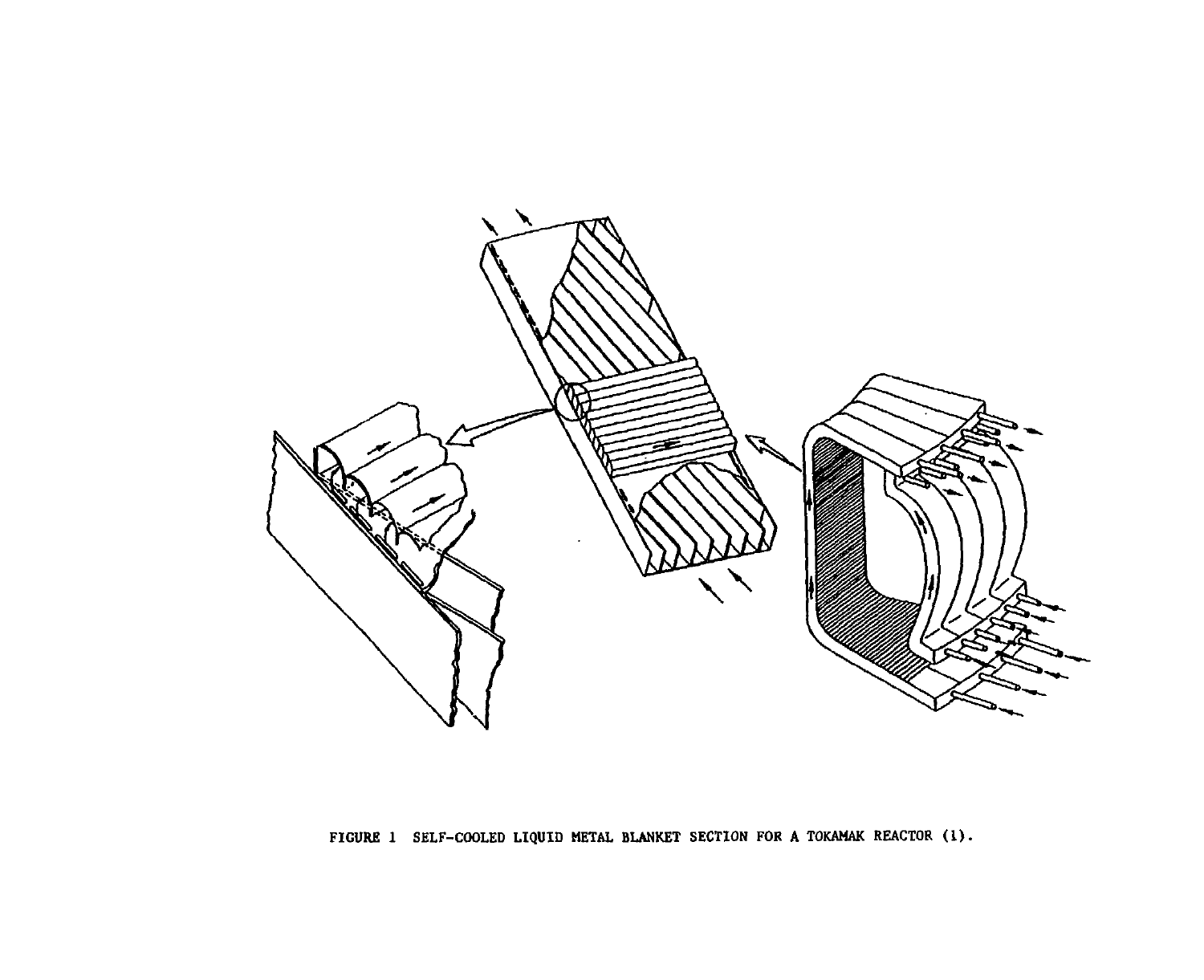FIGURE 1 SELF-COOLED LIQUID METAL BLANKET SECTION FOR A TOKAMAK REACTOR (1).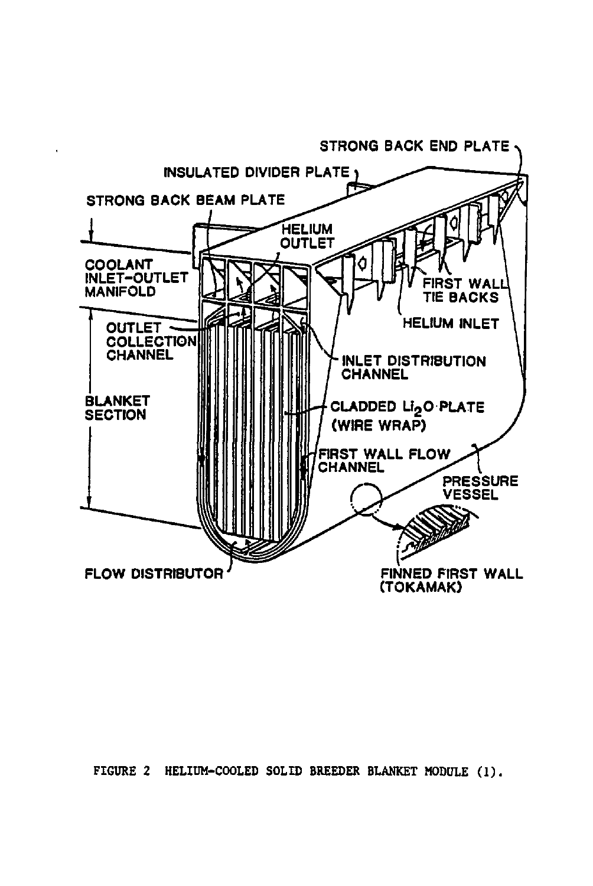FIGURE 2 HELIUM-COOLED SOLID BREEDER BLANKET MODULE (1).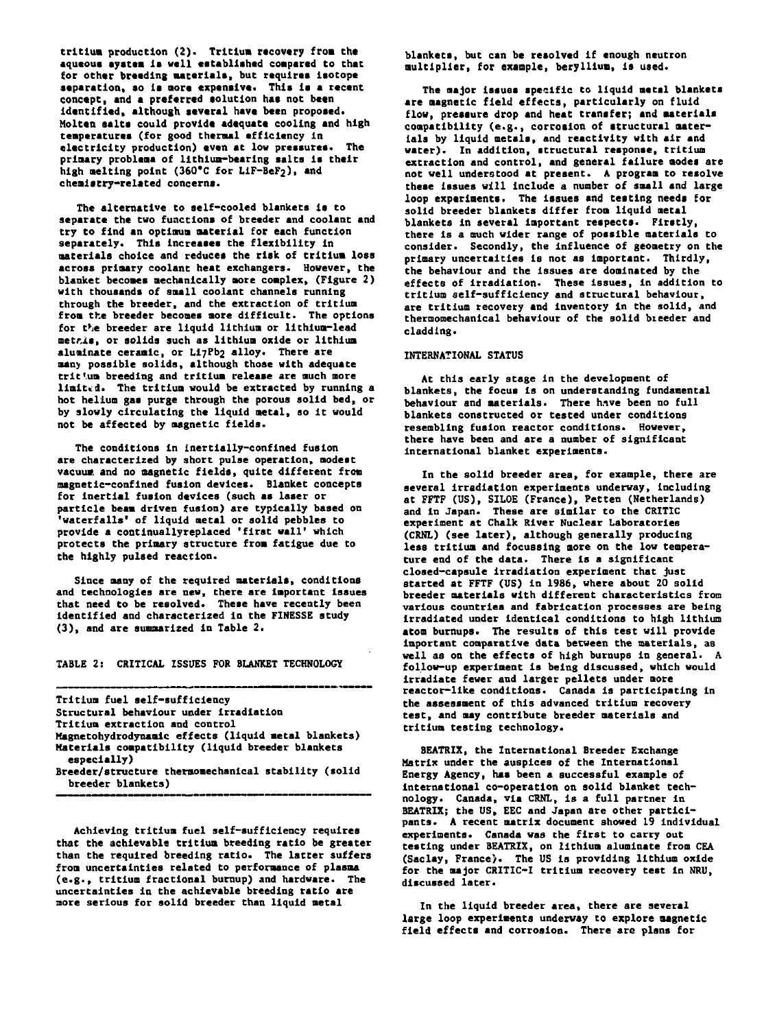tritium production (2). Tritium recovery from the aqueous system is well established compared to that for other breeding materials, but requires isotope separation, so is more expensive. This is a recent concept, and a preferred solution has not been identified, although several have been proposed. Molten salts could provide adequate cooling and high temperatures (for good thermal efficiency in electricity production) even at low pressures. The primary problems of lithium-bearing salts is their high melting point (360°C for $LiF$-$BeF_2$), and chemistry-related concerns.

The alternative to self-cooled blankets is to separate the two functions of breeder and coolant and try to find an optimum material for each function separately. This increases the flexibility in materials choice and reduces the risk of tritium loss across primary coolant heat exchangers. However, the blanket becomes mechanically more complex, (Figure 2) with thousands of small coolant channels running through the breeder, and the extraction of tritium from the breeder becomes more difficult. The options for the breeder are liquid lithium or lithium-lead metals, or solids such as lithium oxide or lithium aluminate ceramic, or $Li_7Pb_2$ alloy. There are many possible solids, although those with adequate tritium breeding and tritium release are much more limited. The tritium would be extracted by running a hot helium gas purge through the porous solid bed, or by slowly circulating the liquid metal, so it would not be affected by magnetic fields.

The conditions in inertially-confined fusion are characterized by short pulse operation, modest vacuum and no magnetic fields, quite different from magnetic-confined fusion devices. Blanket concepts for inertial fusion devices (such as laser or particle beam driven fusion) are typically based on 'waterfalls' of liquid metal or solid pebbles to provide a continuallyreplaced 'first wall' which protects the primary structure from fatigue due to the highly pulsed reaction.

Since many of the required materials, conditions and technologies are new, there are important issues that need to be resolved. These have recently been identified and characterized in the FINESSE study (3), and are summarized in Table 2.

TABLE 2: CRITICAL ISSUES FOR BLANKET TECHNOLOGY

| |
|---|
| Tritium fuel self-sufficiency |
| Structural behaviour under irradiation |
| Tritium extraction and control |
| Magnetohydrodynamic effects (liquid metal blankets) |
| Materials compatibility (liquid breeder blankets especially) |
| Breeder/structure thermomechanical stability (solid breeder blankets) |

Achieving tritium fuel self-sufficiency requires that the achievable tritium breeding ratio be greater than the required breeding ratio. The latter suffers from uncertainties related to performance of plasma (e.g., tritium fractional burnup) and hardware. The uncertainties in the achievable breeding ratio are more serious for solid breeder than liquid metal blankets, but can be resolved if enough neutron multiplier, for example, beryllium, is used.

The major issues specific to liquid metal blankets are magnetic field effects, particularly on fluid flow, pressure drop and heat transfer; and materials compatibility (e.g., corrosion of structural materials by liquid metals, and reactivity with air and water). In addition, structural response, tritium extraction and control, and general failure modes are not well understood at present. A program to resolve these issues will include a number of small and large loop experiments. The issues and testing needs for solid breeder blankets differ from liquid metal blankets in several important respects. Firstly, there is a much wider range of possible materials to consider. Secondly, the influence of geometry on the primary uncertainties is not as important. Thirdly, the behaviour and the issues are dominated by the effects of irradiation. These issues, in addition to tritium self-sufficiency and structural behaviour, are tritium recovery and inventory in the solid, and thermomechanical behaviour of the solid breeder and cladding.

## INTERNATIONAL STATUS

At this early stage in the development of blankets, the focus is on understanding fundamental behaviour and materials. There have been no full blankets constructed or tested under conditions resembling fusion reactor conditions. However, there have been and are a number of significant international blanket experiments.

In the solid breeder area, for example, there are several irradiation experiments underway, including at FFTF (US), SILOE (France), Petten (Netherlands) and in Japan. These are similar to the CRITIC experiment at Chalk River Nuclear Laboratories (CRNL) (see later), although generally producing less tritium and focussing more on the low temperature end of the data. There is a significant closed-capsule irradiation experiment that just started at FFTF (US) in 1986, where about 20 solid breeder materials with different characteristics from various countries and fabrication processes are being irradiated under identical conditions to high lithium atom burnups. The results of this test will provide important comparative data between the materials, as well as on the effects of high burnups in general. A follow-up experiment is being discussed, which would irradiate fewer and larger pellets under more reactor-like conditions. Canada is participating in the assessment of this advanced tritium recovery test, and may contribute breeder materials and tritium testing technology.

BEATRIX, the International Breeder Exchange Matrix under the auspices of the International Energy Agency, has been a successful example of international co-operation on solid blanket technology. Canada, via CRNL, is a full partner in BEATRIX; the US, EEC and Japan are other participants. A recent matrix document showed 19 individual experiments. Canada was the first to carry out testing under BEATRIX, on lithium aluminate from CEA (Saclay, France). The US is providing lithium oxide for the major CRITIC-I tritium recovery test in NRU, discussed later.

In the liquid breeder area, there are several large loop experiments underway to explore magnetic field effects and corrosion. There are plans for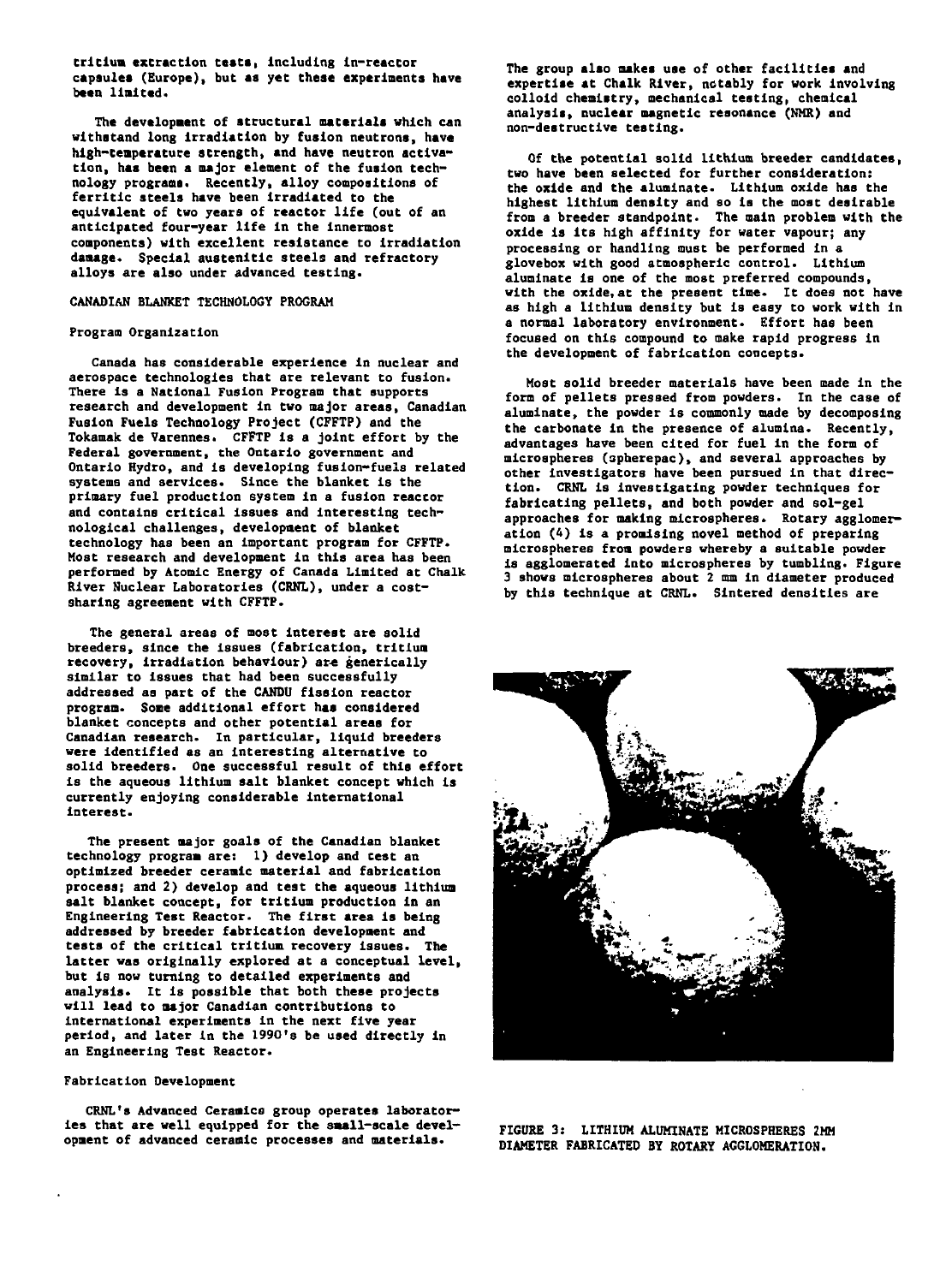tritium extraction tests, including in-reactor capsules (Europe), but as yet these experiments have been limited.

The development of structural materials which can withstand long irradiation by fusion neutrons, have high-temperature strength, and have neutron activation, has been a major element of the fusion technology programs. Recently, alloy compositions of ferritic steels have been irradiated to the equivalent of two years of reactor life (out of an anticipated four-year life in the innermost components) with excellent resistance to irradiation damage. Special austenitic steels and refractory alloys are also under advanced testing.

## CANADIAN BLANKET TECHNOLOGY PROGRAM

### Program Organization

Canada has considerable experience in nuclear and aerospace technologies that are relevant to fusion. There is a National Fusion Program that supports research and development in two major areas, Canadian Fusion Fuels Technology Project (CFFTP) and the Tokamak de Varennes. CFFTP is a joint effort by the Federal government, the Ontario government and Ontario Hydro, and is developing fusion-fuels related systems and services. Since the blanket is the primary fuel production system in a fusion reactor and contains critical issues and interesting technological challenges, development of blanket technology has been an important program for CFFTP. Most research and development in this area has been performed by Atomic Energy of Canada Limited at Chalk River Nuclear Laboratories (CRNL), under a cost-sharing agreement with CFFTP.

The general areas of most interest are solid breeders, since the issues (fabrication, tritium recovery, irradiation behaviour) are generically similar to issues that had been successfully addressed as part of the CANDU fission reactor program. Some additional effort has considered blanket concepts and other potential areas for Canadian research. In particular, liquid breeders were identified as an interesting alternative to solid breeders. One successful result of this effort is the aqueous lithium salt blanket concept which is currently enjoying considerable international interest.

The present major goals of the Canadian blanket technology program are: 1) develop and test an optimized breeder ceramic material and fabrication process; and 2) develop and test the aqueous lithium salt blanket concept, for tritium production in an Engineering Test Reactor. The first area is being addressed by breeder fabrication development and tests of the critical tritium recovery issues. The latter was originally explored at a conceptual level, but is now turning to detailed experiments and analysis. It is possible that both these projects will lead to major Canadian contributions to international experiments in the next five year period, and later in the 1990's be used directly in an Engineering Test Reactor.

### Fabrication Development

CRNL's Advanced Ceramics group operates laboratories that are well equipped for the small-scale development of advanced ceramic processes and materials. The group also makes use of other facilities and expertise at Chalk River, notably for work involving colloid chemistry, mechanical testing, chemical analysis, nuclear magnetic resonance (NMR) and non-destructive testing.

Of the potential solid lithium breeder candidates, two have been selected for further consideration: the oxide and the aluminate. Lithium oxide has the highest lithium density and so is the most desirable from a breeder standpoint. The main problem with the oxide is its high affinity for water vapour; any processing or handling must be performed in a glovebox with good atmospheric control. Lithium aluminate is one of the most preferred compounds, with the oxide, at the present time. It does not have as high a lithium density but is easy to work with in a normal laboratory environment. Effort has been focused on this compound to make rapid progress in the development of fabrication concepts.

Most solid breeder materials have been made in the form of pellets pressed from powders. In the case of aluminate, the powder is commonly made by decomposing the carbonate in the presence of alumina. Recently, advantages have been cited for fuel in the form of microspheres (spherepac), and several approaches by other investigators have been pursued in that direction. CRNL is investigating powder techniques for fabricating pellets, and both powder and sol-gel approaches for making microspheres. Rotary agglomeration (4) is a promising novel method of preparing microspheres from powders whereby a suitable powder is agglomerated into microspheres by tumbling. Figure 3 shows microspheres about 2 mm in diameter produced by this technique at CRNL. Sintered densities are

FIGURE 3: LITHIUM ALUMINATE MICROSPHERES 2MM DIAMETER FABRICATED BY ROTARY AGGLOMERATION.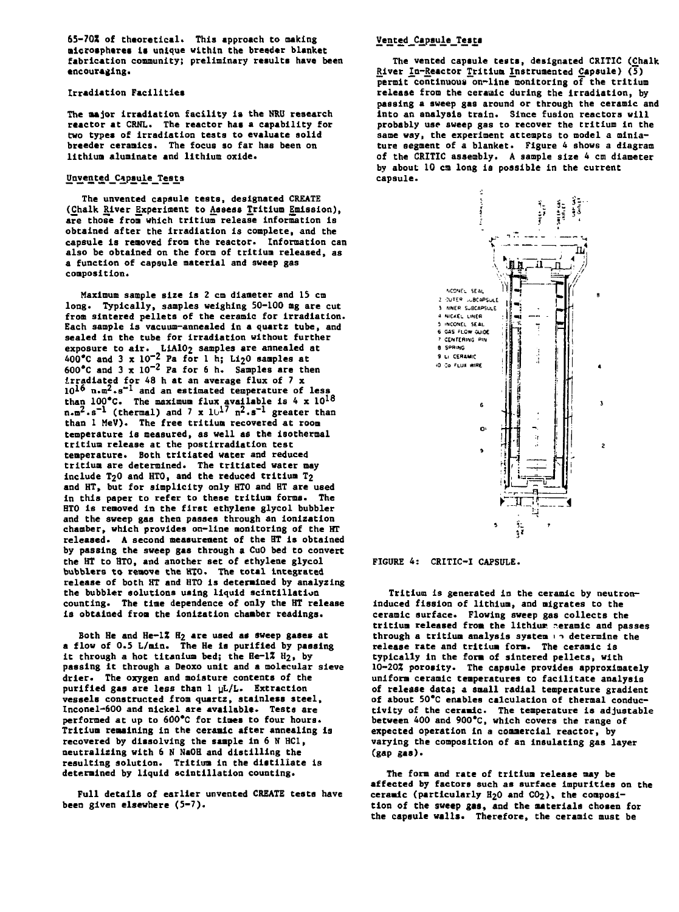65-70% of theoretical. This approach to making microspheres is unique within the breeder blanket fabrication community; preliminary results have been encouraging.

## Irradiation Facilities

The major irradiation facility is the NRU research reactor at CRNL. The reactor has a capability for two types of irradiation tests to evaluate solid breeder ceramics. The focus so far has been on lithium aluminate and lithium oxide.

### Unvented Capsule Tests

The unvented capsule tests, designated CREATE (Chalk River Experiment to Assess Tritium Emission), are those from which tritium release information is obtained after the irradiation is complete, and the capsule is removed from the reactor. Information can also be obtained on the form of tritium released, as a function of capsule material and sweep gas composition.

Maximum sample size is 2 cm diameter and 15 cm long. Typically, samples weighing 50-100 mg are cut from sintered pellets of the ceramic for irradiation. Each sample is vacuum-annealed in a quartz tube, and sealed in the tube for irradiation without further exposure to air. $LiAlO_2$ samples are annealed at 400°C and $3 \times 10^{-2}$ Pa for 1 h; $Li_2O$ samples at 600°C and $3 \times 10^{-2}$ Pa for 6 h. Samples are then irradiated for 48 h at an average flux of $7 \times 10^{16}$ $n.m^2.s^{-1}$ and an estimated temperature of less than 100°C. The maximum flux available is $4 \times 10^{18}$ $n.m^2.s^{-1}$ (thermal) and $7 \times 10^{17}$ $n^2.s^{-1}$ greater than than 1 MeV). The free tritium recovered at room temperature is measured, as well as the isothermal tritium release at the postirradiation test temperature. Both tritiated water and reduced tritium are determined. The tritiated water may include $T_2O$ and HTO, and the reduced tritium $T_2$ and HT, but for simplicity only HTO and HT are used in this paper to refer to these tritium forms. The HTO is removed in the first ethylene glycol bubbler and the sweep gas then passes through an ionization chamber, which provides on-line monitoring of the HT released. A second measurement of the HT is obtained by passing the sweep gas through a CuO bed to convert the HT to HTO, and another set of ethylene glycol bubblers to remove the HTO. The total integrated release of both HT and HTO is determined by analyzing the bubbler solutions using liquid scintillation counting. The time dependence of only the HT release is obtained from the ionization chamber readings.

Both He and He-1% $H_2$ are used as sweep gases at a flow of 0.5 L/min. The He is purified by passing it through a hot titanium bed; the He-1% $H_2$, by passing it through a Deoxo unit and a molecular sieve drier. The oxygen and moisture contents of the purified gas are less than 1 μL/L. Extraction vessels constructed from quartz, stainless steel, Inconel-600 and nickel are available. Tests are performed at up to 600°C for times to four hours. Tritium remaining in the ceramic after annealing is recovered by dissolving the sample in 6 N HCl, neutralizing with 6 N NaOH and distilling the resulting solution. Tritium in the distilliate is determined by liquid scintillation counting.

Full details of earlier unvented CREATE tests have been given elsewhere (5-7).

### Vented Capsule Tests

The vented capsule tests, designated CRITIC (Chalk River In-Reactor Tritium Instrumented Capsule) (5) permit continuous on-line monitoring of the tritium release from the ceramic during the irradiation, by passing a sweep gas around or through the ceramic and into an analysis train. Since fusion reactors will probably use sweep gas to recover the tritium in the same way, the experiment attempts to model a miniature segment of a blanket. Figure 4 shows a diagram of the CRITIC assembly. A sample size 4 cm diameter by about 10 cm long is possible in the current capsule.

FIGURE 4: CRITIC-I CAPSULE.

Tritium is generated in the ceramic by neutron-induced fission of lithium, and migrates to the ceramic surface. Flowing sweep gas collects the tritium released from the lithium ceramic and passes through a tritium analysis system to determine the release rate and tritium form. The ceramic is typically in the form of sintered pellets, with 10-20% porosity. The capsule provides approximately uniform ceramic temperatures to facilitate analysis of release data; a small radial temperature gradient of about 50°C enables calculation of thermal conductivity of the ceramic. The temperature is adjustable between 400 and 900°C, which covers the range of expected operation in a commercial reactor, by varying the composition of an insulating gas layer (gap gas).

The form and rate of tritium release may be affected by factors such as surface impurities on the ceramic (particularly $H_2O$ and $CO_2$), the composition of the sweep gas, and the materials chosen for the capsule walls. Therefore, the ceramic must be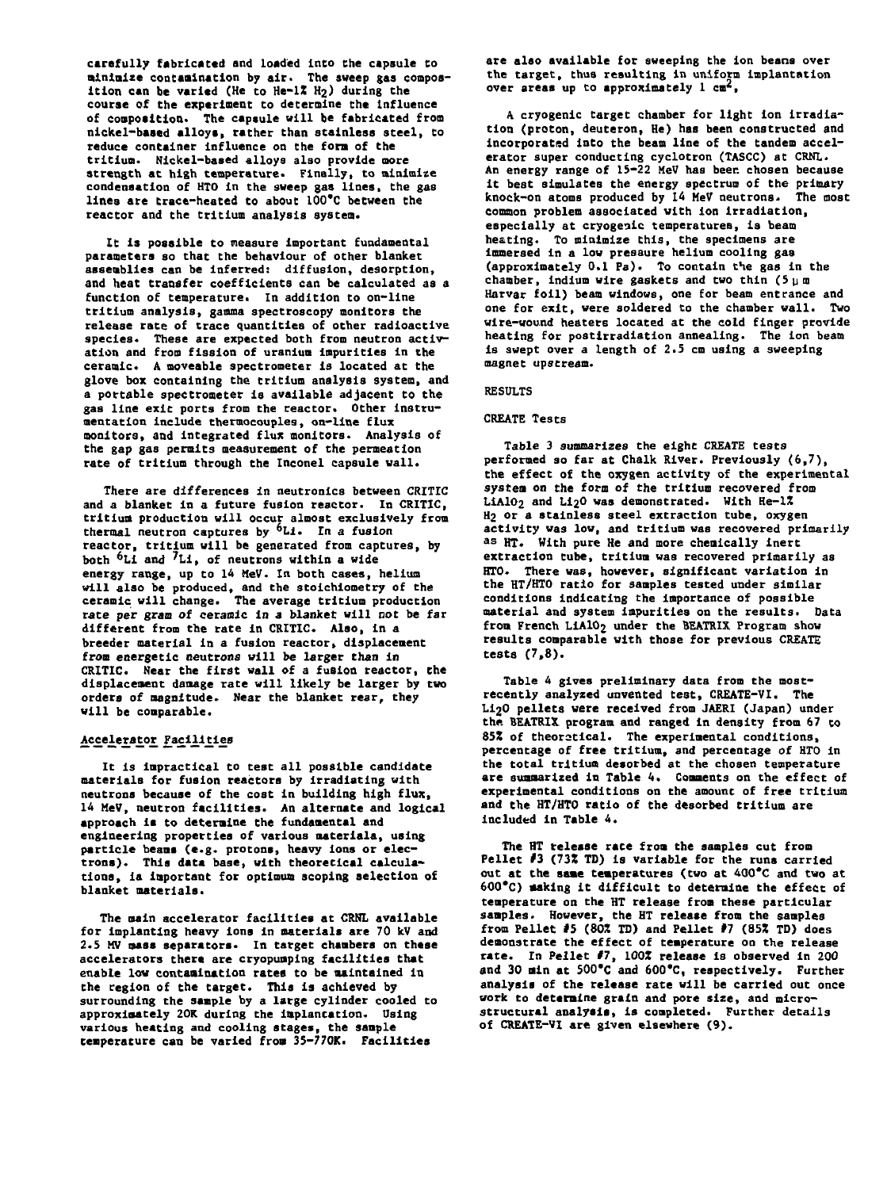carefully fabricated and loaded into the capsule to minimize contamination by air. The sweep gas composition can be varied (He to He-1% $H_2$) during the course of the experiment to determine the influence of composition. The capsule will be fabricated from nickel-based alloys, rather than stainless steel, to reduce container influence on the form of the tritium. Nickel-based alloys also provide more strength at high temperature. Finally, to minimize condensation of HTO in the sweep gas lines, the gas lines are trace-heated to about 100°C between the reactor and the tritium analysis system.

It is possible to measure important fundamental parameters so that the behaviour of other blanket assemblies can be inferred: diffusion, desorption, and heat transfer coefficients can be calculated as a function of temperature. In addition to on-line tritium analysis, gamma spectroscopy monitors the release rate of trace quantities of other radioactive species. These are expected both from neutron activation and from fission of uranium impurities in the ceramic. A moveable spectrometer is located at the glove box containing the tritium analysis system, and a portable spectrometer is available adjacent to the gas line exit ports from the reactor. Other instrumentation include thermocouples, on-line flux monitors, and integrated flux monitors. Analysis of the gap gas permits measurement of the permeation rate of tritium through the Inconel capsule wall.

There are differences in neutronics between CRITIC and a blanket in a future fusion reactor. In CRITIC, tritium production will occur almost exclusively from thermal neutron captures by $^{6}Li$. In a fusion reactor, tritium will be generated from captures, by both $^{6}Li$ and $^{7}Li$, of neutrons within a wide energy range, up to 14 MeV. In both cases, helium will also be produced, and the stoichiometry of the ceramic will change. The average tritium production rate per gram of ceramic in a blanket will not be far different from the rate in CRITIC. Also, in a breeder material in a fusion reactor, displacement from energetic neutrons will be larger than in CRITIC. Near the first wall of a fusion reactor, the displacement damage rate will likely be larger by two orders of magnitude. Near the blanket rear, they will be comparable.

### Accelerator Facilities

It is impractical to test all possible candidate materials for fusion reactors by irradiating with neutrons because of the cost in building high flux, 14 MeV, neutron facilities. An alternate and logical approach is to determine the fundamental and engineering properties of various materials, using particle beams (e.g. protons, heavy ions or electrons). This data base, with theoretical calculations, is important for optimum scoping selection of blanket materials.

The main accelerator facilities at CRNL available for implanting heavy ions in materials are 70 kV and 2.5 MV mass separators. In target chambers on these accelerators there are cryopumping facilities that enable low contamination rates to be maintained in the region of the target. This is achieved by surrounding the sample by a large cylinder cooled to approximately 20K during the implantation. Using various heating and cooling stages, the sample temperature can be varied from 35-770K. Facilities are also available for sweeping the ion beams over the target, thus resulting in uniform implantation over areas up to approximately 1 $cm^2$.

A cryogenic target chamber for light ion irradiation (proton, deuteron, He) has been constructed and incorporated into the beam line of the tandem accelerator super conducting cyclotron (TASCC) at CRNL. An energy range of 15-22 MeV has been chosen because it best simulates the energy spectrum of the primary knock-on atoms produced by 14 MeV neutrons. The most common problem associated with ion irradiation, especially at cryogenic temperatures, is beam heating. To minimize this, the specimens are immersed in a low pressure helium cooling gas (approximately 0.1 Pa). To contain the gas in the chamber, indium wire gaskets and two thin (5 μm Harvar foil) beam windows, one for beam entrance and one for exit, were soldered to the chamber wall. Two wire-wound heaters located at the cold finger provide heating for postirradiation annealing. The ion beam is swept over a length of 2.5 cm using a sweeping magnet upstream.

## RESULTS

### CREATE Tests

Table 3 summarizes the eight CREATE tests performed so far at Chalk River. Previously (6,7), the effect of the oxygen activity of the experimental system on the form of the tritium recovered from $LiAlO_2$ and $Li_2O$ was demonstrated. With He-1% $H_2$ or a stainless steel extraction tube, oxygen activity was low, and tritium was recovered primarily as HT. With pure He and more chemically inert extraction tube, tritium was recovered primarily as HTO. There was, however, significant variation in the HT/HTO ratio for samples tested under similar conditions indicating the importance of possible material and system impurities on the results. Data from French $LiAlO_2$ under the BEATRIX Program show results comparable with those for previous CREATE tests (7,8).

Table 4 gives preliminary data from the most-recently analyzed unvented test, CREATE-VI. The $Li_2O$ pellets were received from JAERI (Japan) under the BEATRIX program and ranged in density from 67 to 85% of theoretical. The experimental conditions, percentage of free tritium, and percentage of HTO in the total tritium desorbed at the chosen temperature are summarized in Table 4. Comments on the effect of experimental conditions on the amount of free tritium and the HT/HTO ratio of the desorbed tritium are included in Table 4.

The HT release rate from the samples cut from Pellet #3 (73% TD) is variable for the runs carried out at the same temperatures (two at 400°C and two at 600°C) making it difficult to determine the effect of temperature on the HT release from these particular samples. However, the HT release from the samples from Pellet #5 (80% TD) and Pellet #7 (85% TD) does demonstrate the effect of temperature on the release rate. In Pellet #7, 100% release is observed in 200 and 30 min at 500°C and 600°C, respectively. Further analysis of the release rate will be carried out once work to determine grain and pore size, and microstructural analysis, is completed. Further details of CREATE-VI are given elsewhere (9).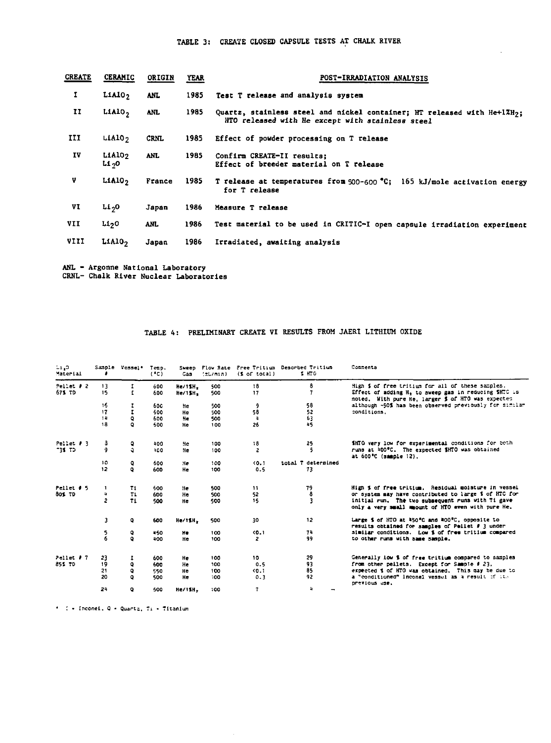## TABLE 3: CREATE CLOSED CAPSULE TESTS AT CHALK RIVER

| CREATE | CERAMIC | ORIGIN | YEAR | POST-IRRADIATION ANALYSIS |
|---|---|---|---|---|
| I | $LiAlO_2$ | ANL | 1985 | Test T release and analysis system |
| II | $LiAlO_2$ | ANL | 1985 | Quartz, stainless steel and nickel container; HT released with He+1%$H_2$; HTO released with He except with stainless steel |
| III | $LiAlO_2$ | CRNL | 1985 | Effect of powder processing on T release |
| IV | $LiAlO_2$<br>$Li_2O$ | ANL | 1985 | Confirm CREATE-II results;<br>Effect of breeder material on T release |
| V | $LiAlO_2$ | France | 1985 | T release at temperatures from 500-600 °C; 165 kJ/mole activation energy for T release |
| VI | $Li_2O$ | Japan | 1986 | Measure T release |
| VII | $Li_2O$ | ANL | 1986 | Test material to be used in CRITIC-I open capsule irradiation experiment |
| VIII | $LiAlO_2$ | Japan | 1986 | Irradiated, awaiting analysis |

ANL - Argonne National Laboratory
CRNL- Chalk River Nuclear Laboratories

## TABLE 4: PRELIMINARY CREATE VI RESULTS FROM JAERI LITHIUM OXIDE

| $Li_2O$ Material | Sample # | Vessel* | Temp. (°C) | Sweep Gas | Flow Rate (mL/min) | Free Tritium (% of total) | Desorbed Tritium % HTO | Comments |
|---|---|---|---|---|---|---|---|---|
| Pellet # 2<br>67% TD | 13 | I | 600 | He/1%$H_2$ | 500 | 18 | 8 | High % of free tritium for all of these samples. Effect of adding $H_2$ to sweep gas in reducing %HTO is noted. With pure He, larger % of HTO was expected although ~50% has been observed previously for similar conditions. |
| | 15 | I | 600 | He/1%$H_2$ | 500 | 17 | 7 | |
| | 16 | I | 600 | He | 500 | 9 | 58 | |
| | 17 | I | 500 | He | 500 | 58 | 52 | |
| | 14 | Q | 600 | He | 500 | 4 | 63 | |
| | 18 | Q | 600 | He | 100 | 26 | 45 | |
| Pellet # 3<br>73% TD | 3 | Q | 400 | He | 100 | 18 | 25 | %HTO very low for experimental conditions for both runs at 400°C. The expected %HTO was obtained at 600°C (sample 12). |
| | 9 | Q | 400 | He | 100 | 2 | 5 | |
| | 10 | Q | 600 | He | 100 | <0.1 | total T determined | |
| | 12 | Q | 600 | He | 100 | 0.5 | 73 | |
| Pellet # 5<br>80% TD | 1 | Ti | 600 | He | 500 | 11 | 79 | High % of free tritium. Residual moisture in vessel or system may have contributed to large % of HTO for initial run. The two subsequent runs with Ti gave only a very small amount of HTO even with pure He. |
| | 4 | Ti | 600 | He | 500 | 52 | 8 | |
| | 2 | Ti | 500 | He | 500 | 15 | 3 | |
| | 3 | Q | 600 | He/1%$H_2$ | 500 | 30 | 12 | Large % of HTO at 450°C and 400°C, opposite to results obtained for samples of Pellet # 3 under similar conditions. Low % of free tritium compared to other runs with same sample. |
| | 5 | Q | 450 | He | 100 | <0.1 | 74 | |
| | 6 | Q | 400 | He | 100 | 2 | 99 | |
| Pellet # 7<br>85% TD | 23 | I | 600 | He | 100 | 10 | 29 | Generally low % of free tritium compared to samples from other pellets. Except for Sample # 23, expected % of HTO was obtained. This may be due to a "conditioned" Inconel vessel as a result of its previous use. |
| | 19 | Q | 600 | He | 100 | 0.5 | 93 | |
| | 21 | Q | 550 | He | 100 | <0.1 | 85 | |
| | 20 | Q | 500 | He | 100 | 0.3 | 92 | |
| | 24 | Q | 500 | He/1%$H_2$ | 100 | 7 | 4 | |

\* I - Inconel, Q - Quartz, Ti - Titanium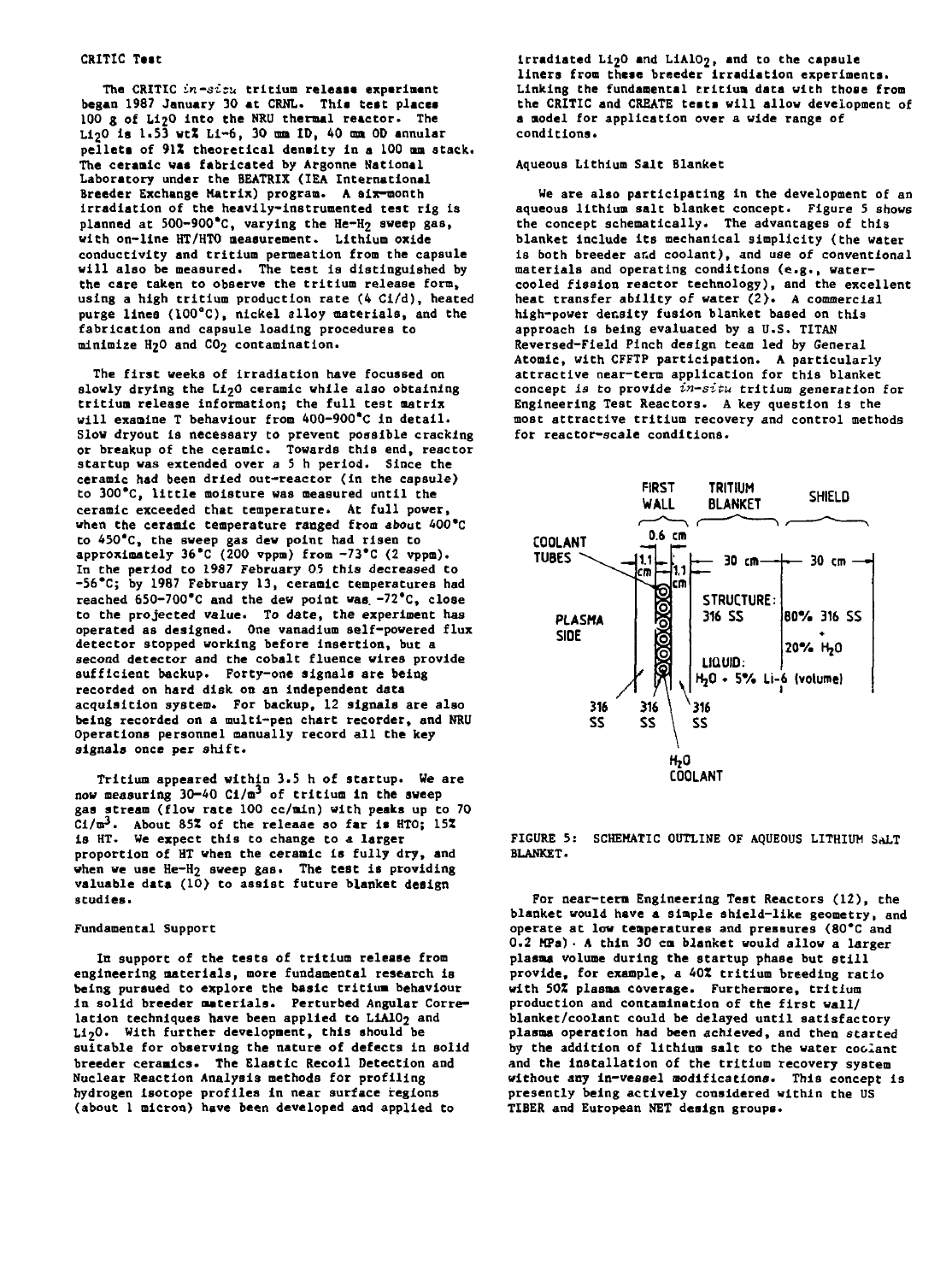### CRITIC Test

The CRITIC *in-situ* tritium release experiment began 1987 January 30 at CRNL. This test places 100 g of $Li_2O$ into the NRU thermal reactor. The $Li_2O$ is 1.53 wt% Li-6, 30 mm ID, 40 mm OD annular pellets of 91% theoretical density in a 100 mm stack. The ceramic was fabricated by Argonne National Laboratory under the BEATRIX (IEA International Breeder Exchange Matrix) program. A six-month irradiation of the heavily-instrumented test rig is planned at 500-900°C, varying the He-$H_2$ sweep gas, with on-line HT/HTO measurement. Lithium oxide conductivity and tritium permeation from the capsule will also be measured. The test is distinguished by the care taken to observe the tritium release form, using a high tritium production rate (4 Ci/d), heated purge lines (100°C), nickel alloy materials, and the fabrication and capsule loading procedures to minimize $H_2O$ and $CO_2$ contamination.

The first weeks of irradiation have focussed on slowly drying the $Li_2O$ ceramic while also obtaining tritium release information; the full test matrix will examine T behaviour from 400-900°C in detail. Slow dryout is necessary to prevent possible cracking or breakup of the ceramic. Towards this end, reactor startup was extended over a 5 h period. Since the ceramic had been dried out-reactor (in the capsule) to 300°C, little moisture was measured until the ceramic exceeded that temperature. At full power, when the ceramic temperature ranged from about 400°C to 450°C, the sweep gas dew point had risen to approximately 36°C (200 vppm) from -73°C (2 vppm). In the period to 1987 February 05 this decreased to -56°C; by 1987 February 13, ceramic temperatures had reached 650-700°C and the dew point was -72°C, close to the projected value. To date, the experiment has operated as designed. One vanadium self-powered flux detector stopped working before insertion, but a second detector and the cobalt fluence wires provide sufficient backup. Forty-one signals are being recorded on hard disk on an independent data acquisition system. For backup, 12 signals are also being recorded on a multi-pen chart recorder, and NRU Operations personnel manually record all the key signals once per shift.

Tritium appeared within 3.5 h of startup. We are now measuring 30-40 Ci/m$^3$ of tritium in the sweep gas stream (flow rate 100 cc/min) with peaks up to 70 Ci/m$^3$. About 85% of the release so far is HTO; 15% is HT. We expect this to change to a larger proportion of HT when the ceramic is fully dry, and when we use He-$H_2$ sweep gas. The test is providing valuable data (10) to assist future blanket design studies.

### Fundamental Support

In support of the tests of tritium release from engineering materials, more fundamental research is being pursued to explore the basic tritium behaviour in solid breeder materials. Perturbed Angular Correlation techniques have been applied to $LiAlO_2$ and $Li_2O$. With further development, this should be suitable for observing the nature of defects in solid breeder ceramics. The Elastic Recoil Detection and Nuclear Reaction Analysis methods for profiling hydrogen isotope profiles in near surface regions (about 1 micron) have been developed and applied to irradiated $Li_2O$ and $LiAlO_2$, and to the capsule liners from these breeder irradiation experiments. Linking the fundamental tritium data with those from the CRITIC and CREATE tests will allow development of a model for application over a wide range of conditions.

### Aqueous Lithium Salt Blanket

We are also participating in the development of an aqueous lithium salt blanket concept. Figure 5 shows the concept schematically. The advantages of this blanket include its mechanical simplicity (the water is both breeder and coolant), and use of conventional materials and operating conditions (e.g., water-cooled fission reactor technology), and the excellent heat transfer ability of water (2). A commercial high-power density fusion blanket based on this approach is being evaluated by a U.S. TITAN Reversed-Field Pinch design team led by General Atomic, with CFFTP participation. A particularly attractive near-term application for this blanket concept is to provide *in-situ* tritium generation for Engineering Test Reactors. A key question is the most attractive tritium recovery and control methods for reactor-scale conditions.

FIGURE 5: SCHEMATIC OUTLINE OF AQUEOUS LITHIUM SALT BLANKET.

For near-term Engineering Test Reactors (12), the blanket would have a simple shield-like geometry, and operate at low temperatures and pressures (80°C and 0.2 MPa). A thin 30 cm blanket would allow a larger plasma volume during the startup phase but still provide, for example, a 40% tritium breeding ratio with 50% plasma coverage. Furthermore, tritium production and contamination of the first wall/blanket/coolant could be delayed until satisfactory plasma operation had been achieved, and then started by the addition of lithium salt to the water coolant and the installation of the tritium recovery system without any in-vessel modifications. This concept is presently being actively considered within the US TIBER and European NET design groups.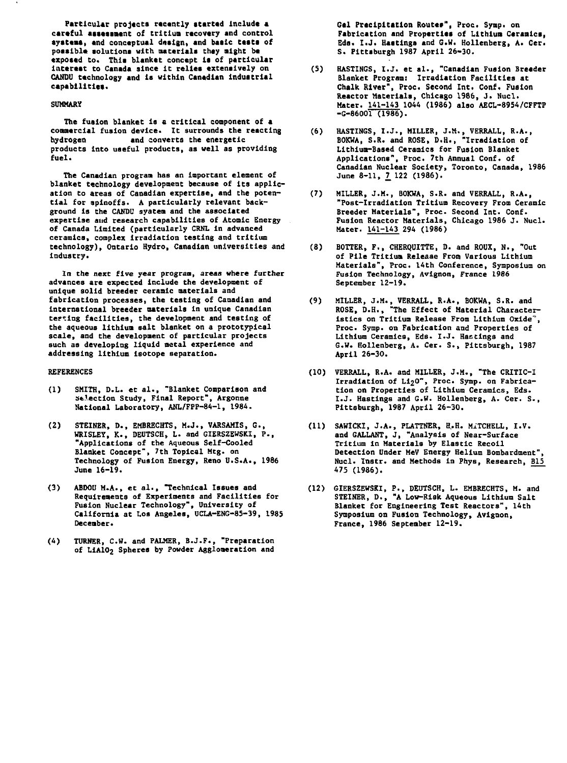Particular projects recently started include a careful assessment of tritium recovery and control systems, and conceptual design, and basic tests of possible solutions with materials they might be exposed to. This blanket concept is of particular interest to Canada since it relies extensively on CANDU technology and is within Canadian industrial capabilities.

## SUMMARY

The fusion blanket is a critical component of a commercial fusion device. It surrounds the reacting hydrogen and converts the energetic products into useful products, as well as providing fuel.

The Canadian program has an important element of blanket technology development because of its application to areas of Canadian expertise, and the potential for spinoffs. A particularly relevant background is the CANDU system and the associated expertise and research capabilities of Atomic Energy of Canada Limited (particularly CRNL in advanced ceramics, complex irradiation testing and tritium technology), Ontario Hydro, Canadian universities and industry.

In the next five year program, areas where further advances are expected include the development of unique solid breeder ceramic materials and fabrication processes, the testing of Canadian and international breeder materials in unique Canadian testing facilities, the development and testing of the aqueous lithium salt blanket on a prototypical scale, and the development of particular projects such as developing liquid metal experience and addressing lithium isotope separation.

## REFERENCES

(1) SMITH, D.L. et al., "Blanket Comparison and Selection Study, Final Report", Argonne National Laboratory, ANL/FPP-84-1, 1984.

(2) STEINER, D., EMBRECHTS, M.J., VARSAMIS, G., WRISLEY, K., DEUTSCH, L. and GIERSZEWSKI, P., "Applications of the Aqueous Self-Cooled Blanket Concept", 7th Topical Mtg. on Technology of Fusion Energy, Reno U.S.A., 1986 June 16-19.

(3) ABDOU M.A., et al., "Technical Issues and Requirements of Experiments and Facilities for Fusion Nuclear Technology", University of California at Los Angeles, UCLA-ENG-85-39, 1985 December.

(4) TURNER, C.W. and PALMER, B.J.F., "Preparation of $LiAlO_2$ Spheres by Powder Agglomeration and Gel Precipitation Routes", Proc. Symp. on Fabrication and Properties of Lithium Ceramics, Eds. I.J. Hastings and G.W. Hollenberg, A. Cer. S. Pittsburgh 1987 April 26-30.

(5) HASTINGS, I.J. et al., "Canadian Fusion Breeder Blanket Program: Irradiation Facilities at Chalk River", Proc. Second Int. Conf. Fusion Reactor Materials, Chicago 1986, J. Nucl. Mater. 141-143 1044 (1986) also AECL-8954/CFFTP-G-86001 (1986).

(6) HASTINGS, I.J., MILLER, J.M., VERRALL, R.A., BOKWA, S.R. and ROSE, D.H., "Irradiation of Lithium-Based Ceramics for Fusion Blanket Applications", Proc. 7th Annual Conf. of Canadian Nuclear Society, Toronto, Canada, 1986 June 8-11, 7 122 (1986).

(7) MILLER, J.M., BOKWA, S.R. and VERRALL, R.A., "Post-Irradiation Tritium Recovery From Ceramic Breeder Materials", Proc. Second Int. Conf. Fusion Reactor Materials, Chicago 1986 J. Nucl. Mater. 141-143 294 (1986)

(8) BOTTER, F., CHERQUITTE, D. and ROUX, N., "Out of Pile Tritium Release From Various Lithium Materials", Proc. 14th Conference, Symposium on Fusion Technology, Avignon, France 1986 September 12-19.

(9) MILLER, J.M., VERRALL, R.A., BOKWA, S.R. and ROSE, D.H., "The Effect of Material Characteristics on Tritium Release From Lithium Oxide", Proc. Symp. on Fabrication and Properties of Lithium Ceramics, Eds. I.J. Hastings and G.W. Hollenberg, A. Cer. S., Pittsburgh, 1987 April 26-30.

(10) VERRALL, R.A. and MILLER, J.M., "The CRITIC-I Irradiation of $Li_2O$", Proc. Symp. on Fabrication on Properties of Lithium Ceramics, Eds. I.J. Hastings and G.W. Hollenberg, A. Cer. S., Pittsburgh, 1987 April 26-30.

(11) SAWICKI, J.A., PLATTNER, H.H. MITCHELL, I.V. and GALLANT, J, "Analysis of Near-Surface Tritium in Materials by Elastic Recoil Detection Under MeV Energy Helium Bombardment", Nucl. Instr. and Methods in Phys, Research, B15 475 (1986).

(12) GIERSZEWSKI, P., DEUTSCH, L. EMBRECHTS, M. and STEINER, D., "A Low-Risk Aqueous Lithium Salt Blanket for Engineering Test Reactors", 14th Symposium on Fusion Technology, Avignon, France, 1986 September 12-19.